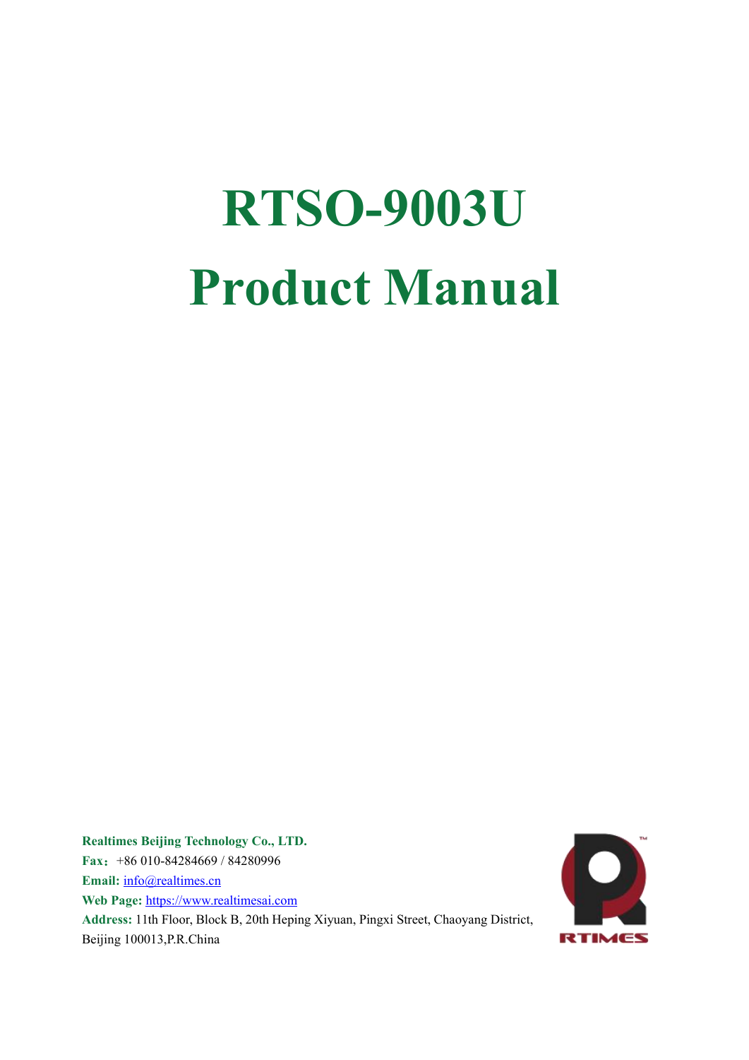# RTSO-9003U
# Product Manual

**Realtimes Beijing Technology Co., LTD.**
**Fax**：+86 010-84284669 / 84280996
**Email:** info@realtimes.cn
**Web Page:** https://www.realtimesai.com
**Address:** 11th Floor, Block B, 20th Heping Xiyuan, Pingxi Street, Chaoyang District, Beijing 100013,P.R.China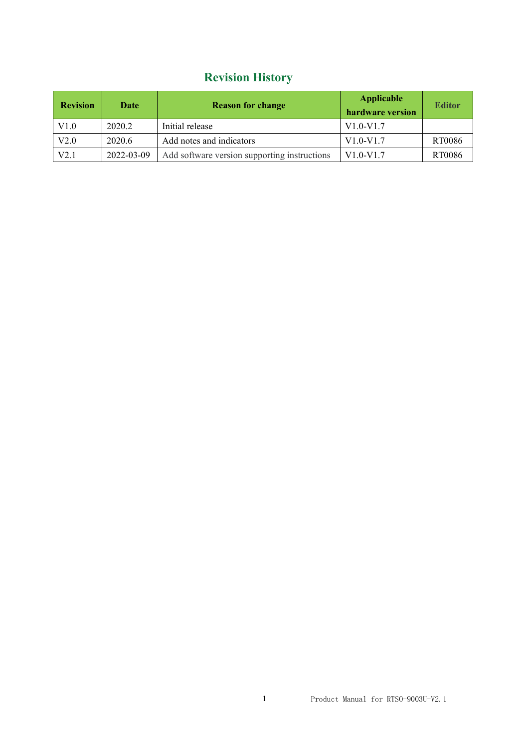# Revision History

| Revision | Date | Reason for change | Applicable hardware version | Editor |
|---|---|---|---|---|
| V1.0 | 2020.2 | Initial release | V1.0-V1.7 | |
| V2.0 | 2020.6 | Add notes and indicators | V1.0-V1.7 | RT0086 |
| V2.1 | 2022-03-09 | Add software version supporting instructions | V1.0-V1.7 | RT0086 |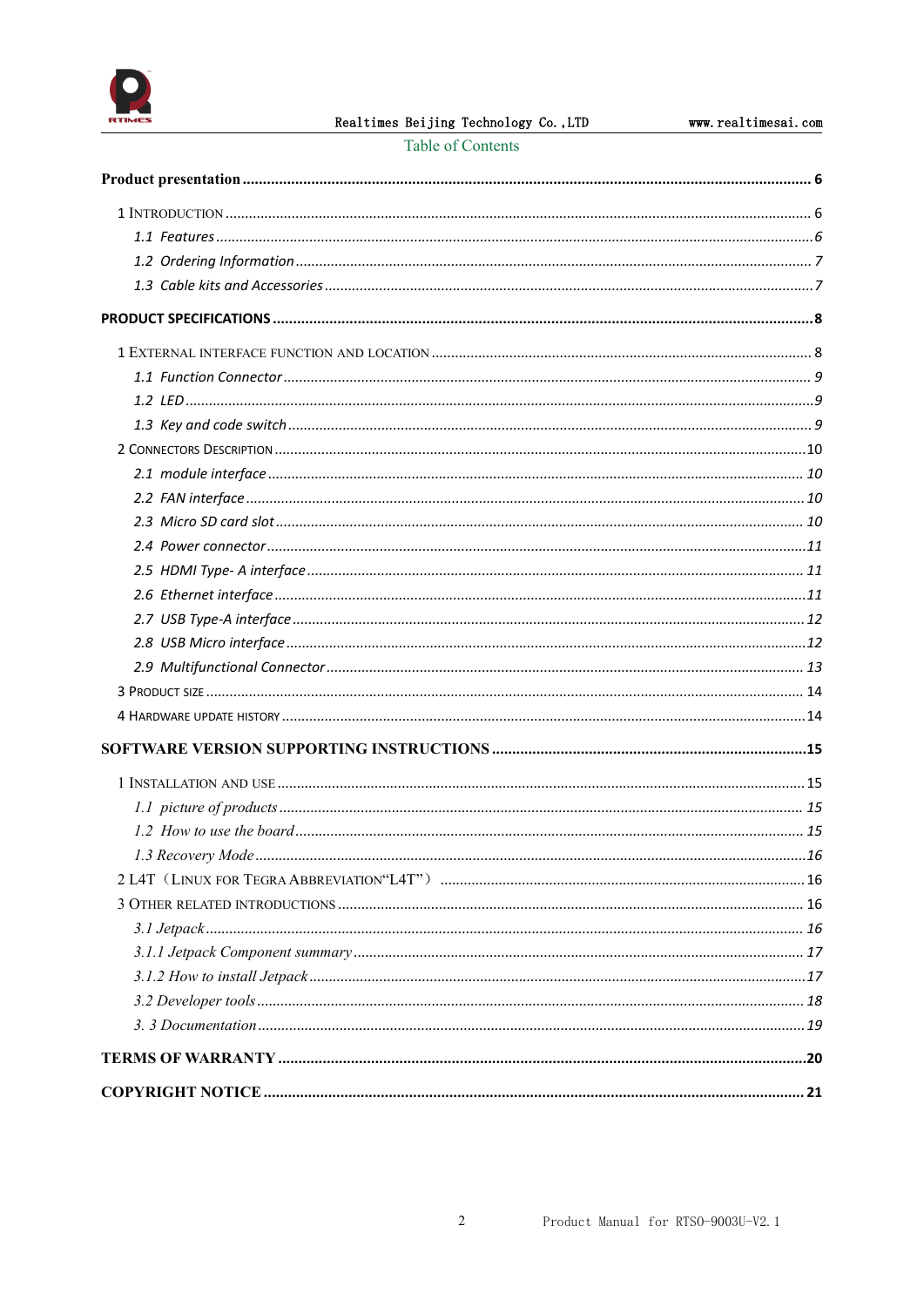Table of Contents

**Product presentation** ........................................................................ 6

1 INTRODUCTION ........................................................................ 6

*1.1 Features* ........................................................................ 6

*1.2 Ordering Information* ........................................................................ 7

*1.3 Cable kits and Accessories* ........................................................................ 7

**PRODUCT SPECIFICATIONS** ........................................................................ 8

1 EXTERNAL INTERFACE FUNCTION AND LOCATION ........................................................................ 8

*1.1 Function Connector* ........................................................................ 9

*1.2 LED* ........................................................................ 9

*1.3 Key and code switch* ........................................................................ 9

2 CONNECTORS DESCRIPTION ........................................................................ 10

*2.1 module interface* ........................................................................ 10

*2.2 FAN interface* ........................................................................ 10

*2.3 Micro SD card slot* ........................................................................ 10

*2.4 Power connector* ........................................................................ 11

*2.5 HDMI Type- A interface* ........................................................................ 11

*2.6 Ethernet interface* ........................................................................ 11

*2.7 USB Type-A interface* ........................................................................ 12

*2.8 USB Micro interface* ........................................................................ 12

*2.9 Multifunctional Connector* ........................................................................ 13

3 PRODUCT SIZE ........................................................................ 14

4 HARDWARE UPDATE HISTORY ........................................................................ 14

**SOFTWARE VERSION SUPPORTING INSTRUCTIONS** ........................................................................ 15

1 INSTALLATION AND USE ........................................................................ 15

*1.1 picture of products* ........................................................................ 15

*1.2 How to use the board* ........................................................................ 15

*1.3 Recovery Mode* ........................................................................ 16

2 L4T（LINUX FOR TEGRA ABBREVIATION"L4T"） ........................................................................ 16

3 OTHER RELATED INTRODUCTIONS ........................................................................ 16

*3.1 Jetpack* ........................................................................ 16

*3.1.1 Jetpack Component summary* ........................................................................ 17

*3.1.2 How to install Jetpack* ........................................................................ 17

*3.2 Developer tools* ........................................................................ 18

*3. 3 Documentation* ........................................................................ 19

**TERMS OF WARRANTY** ........................................................................ 20

**COPYRIGHT NOTICE** ........................................................................ 21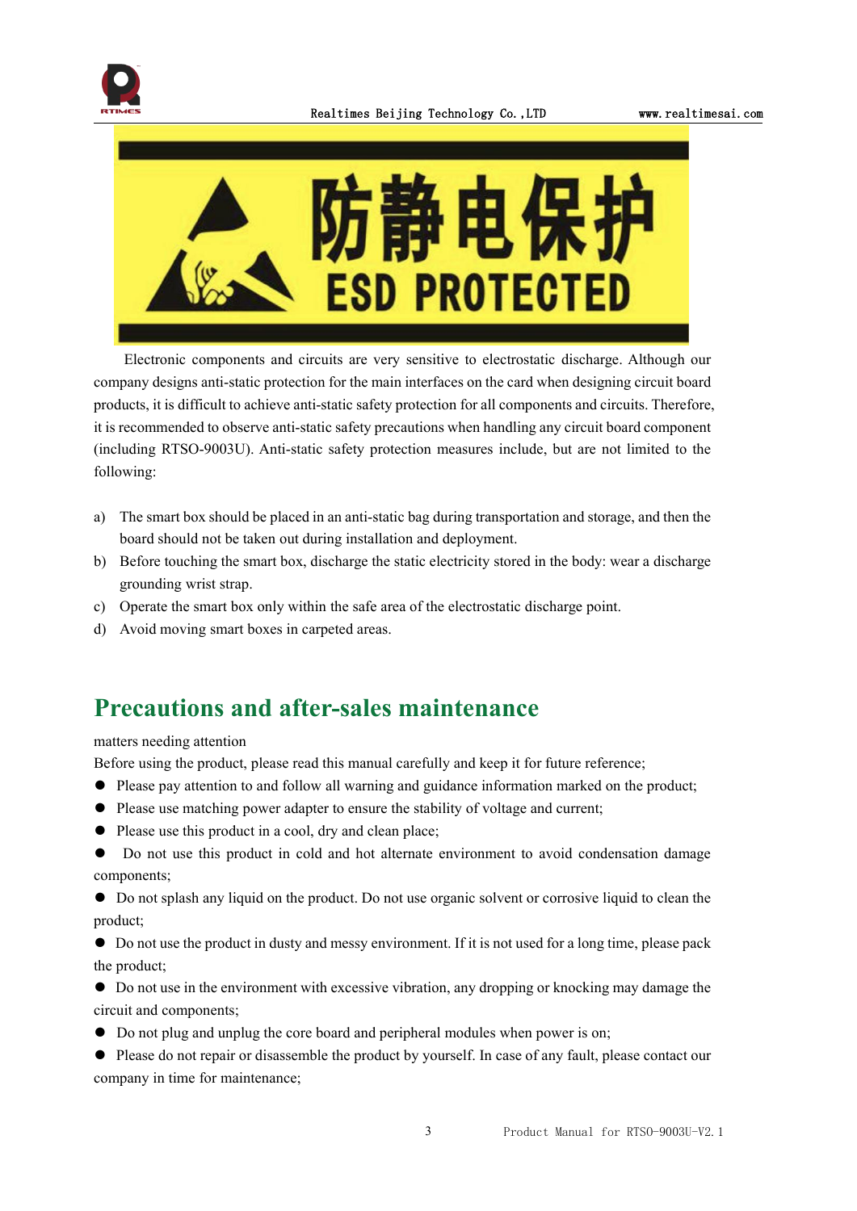防静电保护

ESD PROTECTED

Electronic components and circuits are very sensitive to electrostatic discharge. Although our company designs anti-static protection for the main interfaces on the card when designing circuit board products, it is difficult to achieve anti-static safety protection for all components and circuits. Therefore, it is recommended to observe anti-static safety precautions when handling any circuit board component (including RTSO-9003U). Anti-static safety protection measures include, but are not limited to the following:

a) The smart box should be placed in an anti-static bag during transportation and storage, and then the board should not be taken out during installation and deployment.
b) Before touching the smart box, discharge the static electricity stored in the body: wear a discharge grounding wrist strap.
c) Operate the smart box only within the safe area of the electrostatic discharge point.
d) Avoid moving smart boxes in carpeted areas.

# Precautions and after-sales maintenance

matters needing attention

Before using the product, please read this manual carefully and keep it for future reference;

- Please pay attention to and follow all warning and guidance information marked on the product;
- Please use matching power adapter to ensure the stability of voltage and current;
- Please use this product in a cool, dry and clean place;
- Do not use this product in cold and hot alternate environment to avoid condensation damage components;
- Do not splash any liquid on the product. Do not use organic solvent or corrosive liquid to clean the product;
- Do not use the product in dusty and messy environment. If it is not used for a long time, please pack the product;
- Do not use in the environment with excessive vibration, any dropping or knocking may damage the circuit and components;
- Do not plug and unplug the core board and peripheral modules when power is on;
- Please do not repair or disassemble the product by yourself. In case of any fault, please contact our company in time for maintenance;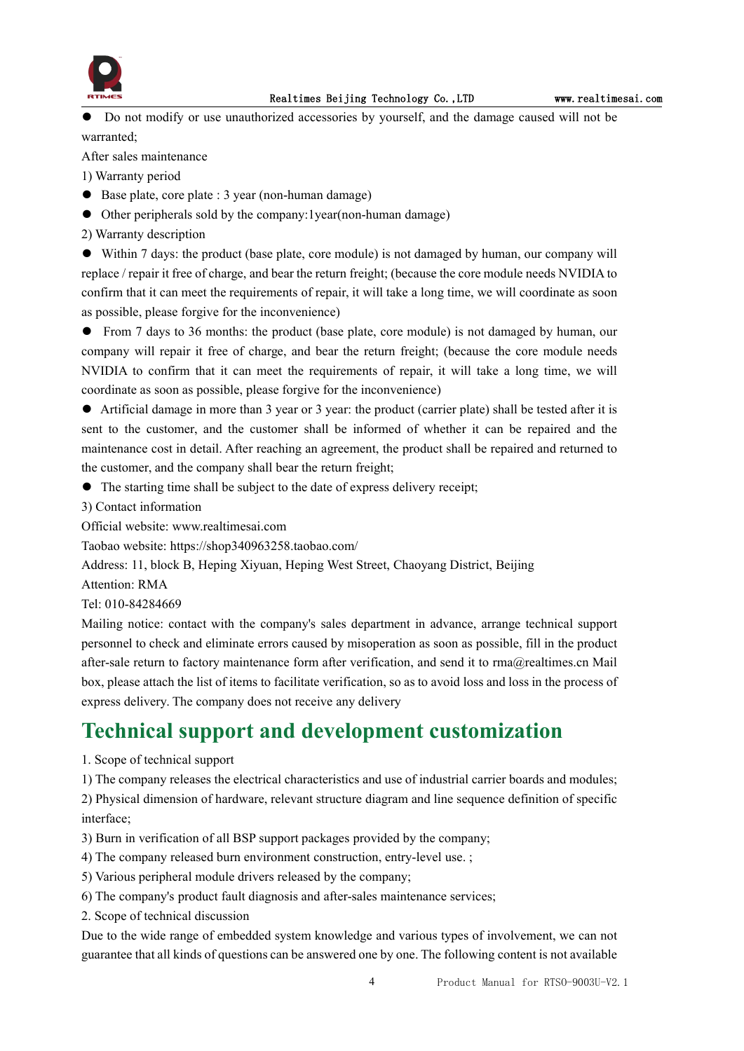- Do not modify or use unauthorized accessories by yourself, and the damage caused will not be warranted;

After sales maintenance

1) Warranty period

- Base plate, core plate : 3 year (non-human damage)
- Other peripherals sold by the company:1year(non-human damage)

2) Warranty description

- Within 7 days: the product (base plate, core module) is not damaged by human, our company will replace / repair it free of charge, and bear the return freight; (because the core module needs NVIDIA to confirm that it can meet the requirements of repair, it will take a long time, we will coordinate as soon as possible, please forgive for the inconvenience)
- From 7 days to 36 months: the product (base plate, core module) is not damaged by human, our company will repair it free of charge, and bear the return freight; (because the core module needs NVIDIA to confirm that it can meet the requirements of repair, it will take a long time, we will coordinate as soon as possible, please forgive for the inconvenience)
- Artificial damage in more than 3 year or 3 year: the product (carrier plate) shall be tested after it is sent to the customer, and the customer shall be informed of whether it can be repaired and the maintenance cost in detail. After reaching an agreement, the product shall be repaired and returned to the customer, and the company shall bear the return freight;
- The starting time shall be subject to the date of express delivery receipt;

3) Contact information

Official website: www.realtimesai.com

Taobao website: https://shop340963258.taobao.com/

Address: 11, block B, Heping Xiyuan, Heping West Street, Chaoyang District, Beijing

Attention: RMA

Tel: 010-84284669

Mailing notice: contact with the company's sales department in advance, arrange technical support personnel to check and eliminate errors caused by misoperation as soon as possible, fill in the product after-sale return to factory maintenance form after verification, and send it to rma@realtimes.cn Mail box, please attach the list of items to facilitate verification, so as to avoid loss and loss in the process of express delivery. The company does not receive any delivery

# Technical support and development customization

1. Scope of technical support

1) The company releases the electrical characteristics and use of industrial carrier boards and modules;

2) Physical dimension of hardware, relevant structure diagram and line sequence definition of specific interface;

3) Burn in verification of all BSP support packages provided by the company;

4) The company released burn environment construction, entry-level use. ;

5) Various peripheral module drivers released by the company;

6) The company's product fault diagnosis and after-sales maintenance services;

2. Scope of technical discussion

Due to the wide range of embedded system knowledge and various types of involvement, we can not guarantee that all kinds of questions can be answered one by one. The following content is not available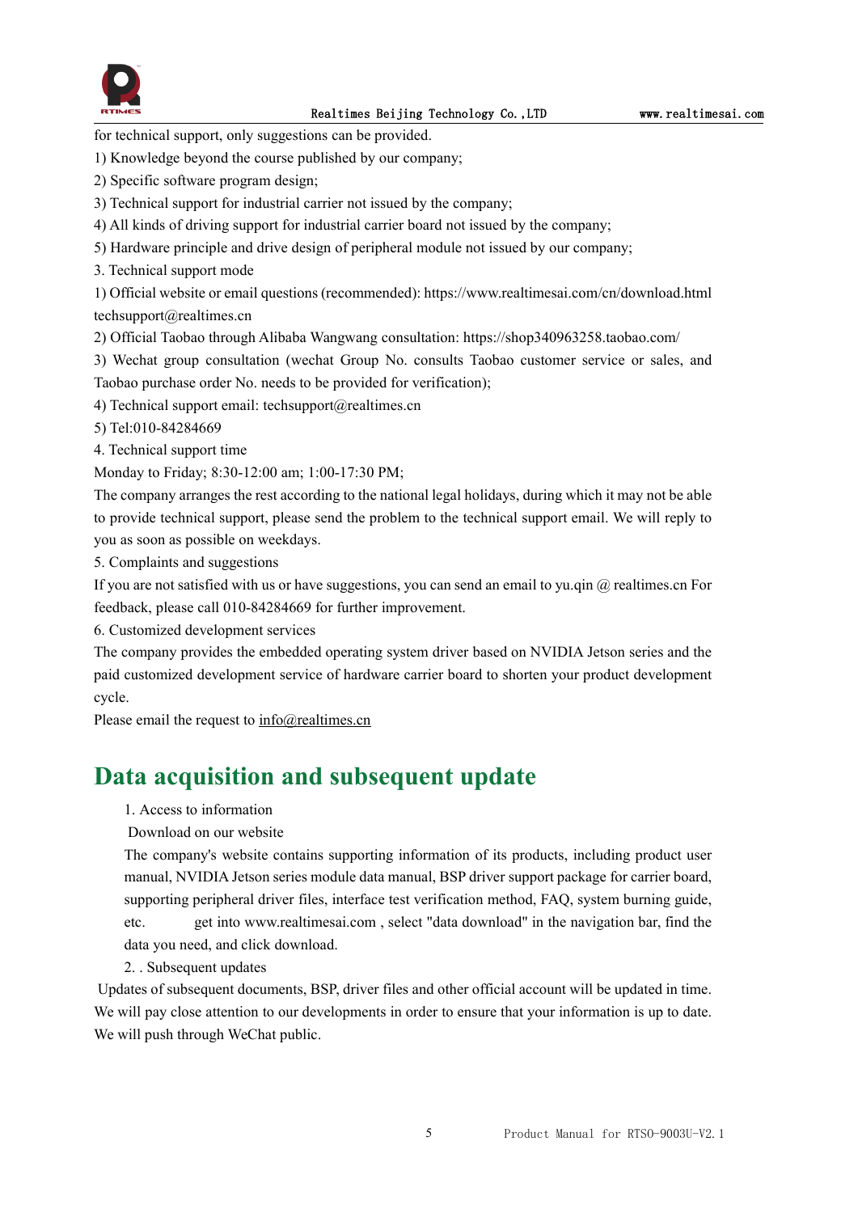for technical support, only suggestions can be provided.

1) Knowledge beyond the course published by our company;

2) Specific software program design;

3) Technical support for industrial carrier not issued by the company;

4) All kinds of driving support for industrial carrier board not issued by the company;

5) Hardware principle and drive design of peripheral module not issued by our company;

3. Technical support mode

1) Official website or email questions (recommended): https://www.realtimesai.com/cn/download.html techsupport@realtimes.cn

2) Official Taobao through Alibaba Wangwang consultation: https://shop340963258.taobao.com/

3) Wechat group consultation (wechat Group No. consults Taobao customer service or sales, and Taobao purchase order No. needs to be provided for verification);

4) Technical support email: techsupport@realtimes.cn

5) Tel:010-84284669

4. Technical support time

Monday to Friday; 8:30-12:00 am; 1:00-17:30 PM;

The company arranges the rest according to the national legal holidays, during which it may not be able to provide technical support, please send the problem to the technical support email. We will reply to you as soon as possible on weekdays.

5. Complaints and suggestions

If you are not satisfied with us or have suggestions, you can send an email to yu.qin @ realtimes.cn For feedback, please call 010-84284669 for further improvement.

6. Customized development services

The company provides the embedded operating system driver based on NVIDIA Jetson series and the paid customized development service of hardware carrier board to shorten your product development cycle.

Please email the request to info@realtimes.cn

# Data acquisition and subsequent update

1. Access to information

Download on our website

The company's website contains supporting information of its products, including product user manual, NVIDIA Jetson series module data manual, BSP driver support package for carrier board, supporting peripheral driver files, interface test verification method, FAQ, system burning guide, etc. get into www.realtimesai.com , select "data download" in the navigation bar, find the data you need, and click download.

2. . Subsequent updates

Updates of subsequent documents, BSP, driver files and other official account will be updated in time. We will pay close attention to our developments in order to ensure that your information is up to date. We will push through WeChat public.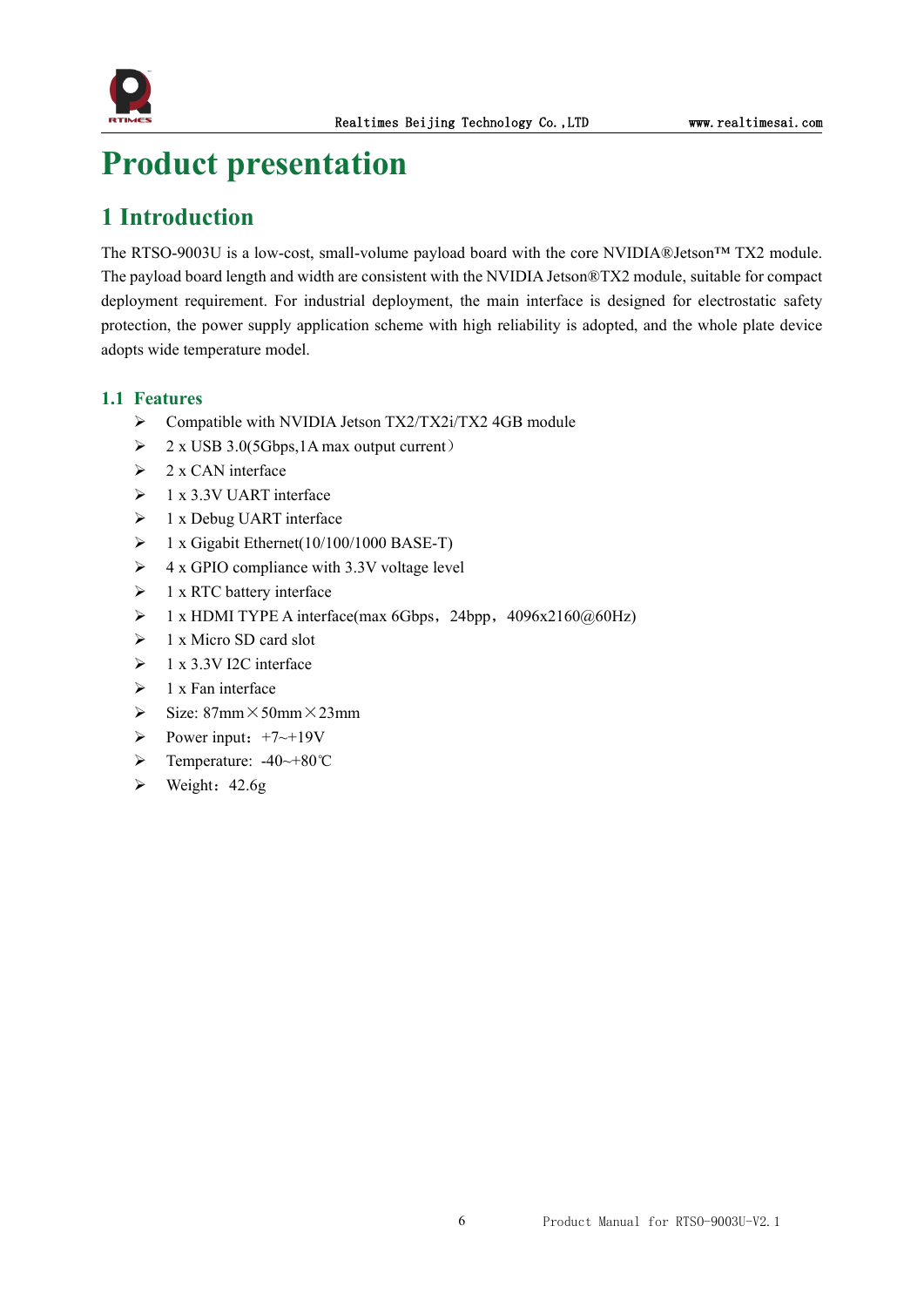# Product presentation

## 1 Introduction

The RTSO-9003U is a low-cost, small-volume payload board with the core NVIDIA®Jetson™ TX2 module. The payload board length and width are consistent with the NVIDIA Jetson®TX2 module, suitable for compact deployment requirement. For industrial deployment, the main interface is designed for electrostatic safety protection, the power supply application scheme with high reliability is adopted, and the whole plate device adopts wide temperature model.

### 1.1 Features

- Compatible with NVIDIA Jetson TX2/TX2i/TX2 4GB module
- 2 x USB 3.0(5Gbps,1A max output current）
- 2 x CAN interface
- 1 x 3.3V UART interface
- 1 x Debug UART interface
- 1 x Gigabit Ethernet(10/100/1000 BASE-T)
- 4 x GPIO compliance with 3.3V voltage level
- 1 x RTC battery interface
- 1 x HDMI TYPE A interface(max 6Gbps，24bpp，4096x2160@60Hz)
- 1 x Micro SD card slot
- 1 x 3.3V I2C interface
- 1 x Fan interface
- Size: 87mm×50mm×23mm
- Power input：+7~+19V
- Temperature: -40~+80℃
- Weight：42.6g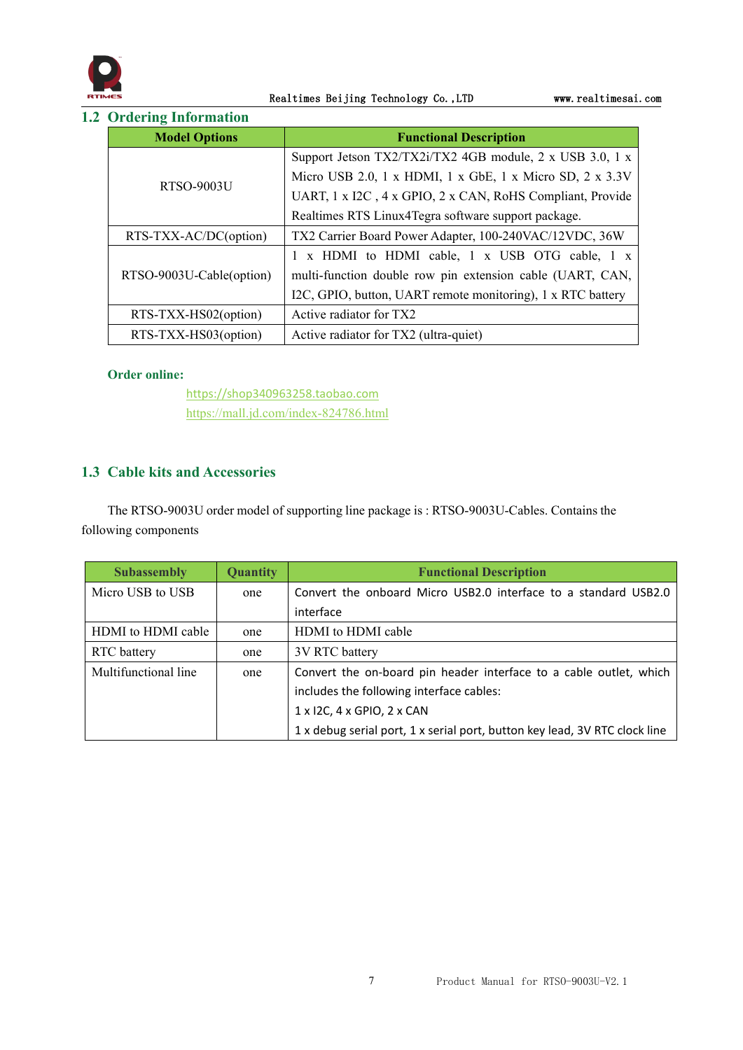## 1.2 Ordering Information

| Model Options | Functional Description |
|---|---|
| RTSO-9003U | Support Jetson TX2/TX2i/TX2 4GB module, 2 x USB 3.0, 1 x Micro USB 2.0, 1 x HDMI, 1 x GbE, 1 x Micro SD, 2 x 3.3V UART, 1 x I2C , 4 x GPIO, 2 x CAN, RoHS Compliant, Provide Realtimes RTS Linux4Tegra software support package. |
| RTS-TXX-AC/DC(option) | TX2 Carrier Board Power Adapter, 100-240VAC/12VDC, 36W |
| RTSO-9003U-Cable(option) | 1 x HDMI to HDMI cable, 1 x USB OTG cable, 1 x multi-function double row pin extension cable (UART, CAN, I2C, GPIO, button, UART remote monitoring), 1 x RTC battery |
| RTS-TXX-HS02(option) | Active radiator for TX2 |
| RTS-TXX-HS03(option) | Active radiator for TX2 (ultra-quiet) |

**Order online:**

https://shop340963258.taobao.com
https://mall.jd.com/index-824786.html

## 1.3 Cable kits and Accessories

The RTSO-9003U order model of supporting line package is : RTSO-9003U-Cables. Contains the following components

| Subassembly | Quantity | Functional Description |
|---|---|---|
| Micro USB to USB | one | Convert the onboard Micro USB2.0 interface to a standard USB2.0 interface |
| HDMI to HDMI cable | one | HDMI to HDMI cable |
| RTC battery | one | 3V RTC battery |
| Multifunctional line | one | Convert the on-board pin header interface to a cable outlet, which includes the following interface cables:<br>1 x I2C, 4 x GPIO, 2 x CAN<br>1 x debug serial port, 1 x serial port, button key lead, 3V RTC clock line |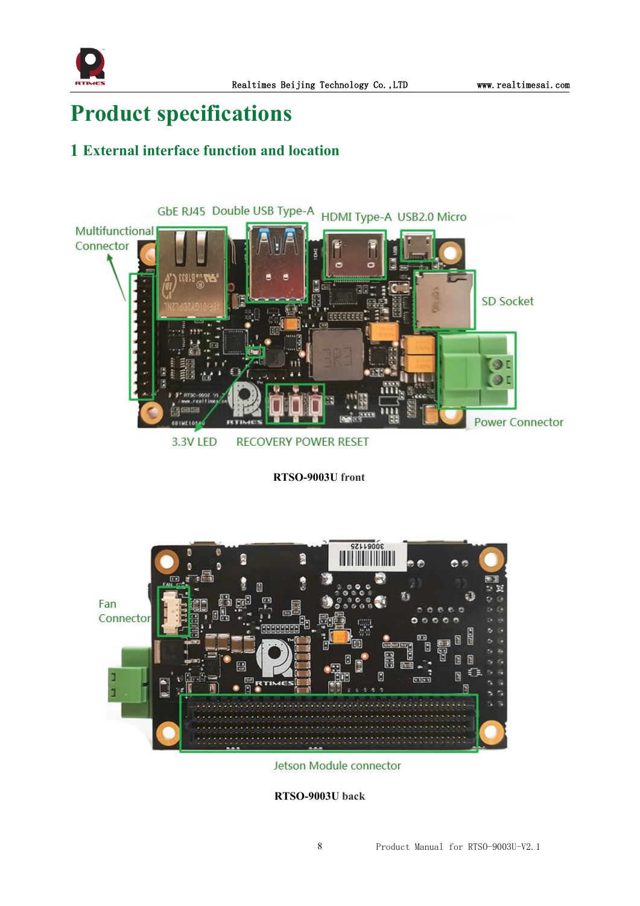# Product specifications

## 1 External interface function and location

RTSO-9003U front

RTSO-9003U back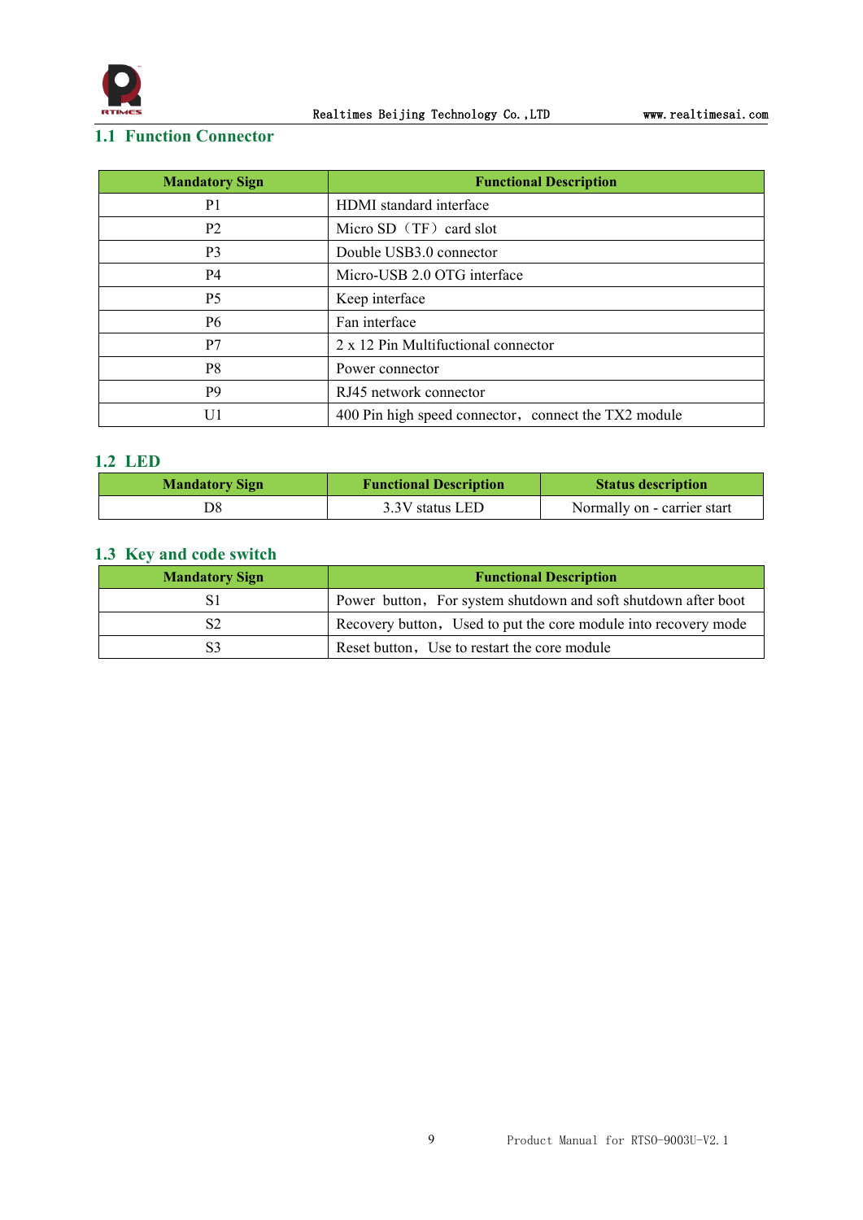## 1.1 Function Connector

| Mandatory Sign | Functional Description |
| --- | --- |
| P1 | HDMI standard interface |
| P2 | Micro SD（TF）card slot |
| P3 | Double USB3.0 connector |
| P4 | Micro-USB 2.0 OTG interface |
| P5 | Keep interface |
| P6 | Fan interface |
| P7 | 2 x 12 Pin Multifuctional connector |
| P8 | Power connector |
| P9 | RJ45 network connector |
| U1 | 400 Pin high speed connector，connect the TX2 module |

## 1.2 LED

| Mandatory Sign | Functional Description | Status description |
| --- | --- | --- |
| D8 | 3.3V status LED | Normally on - carrier start |

## 1.3 Key and code switch

| Mandatory Sign | Functional Description |
| --- | --- |
| S1 | Power button，For system shutdown and soft shutdown after boot |
| S2 | Recovery button，Used to put the core module into recovery mode |
| S3 | Reset button，Use to restart the core module |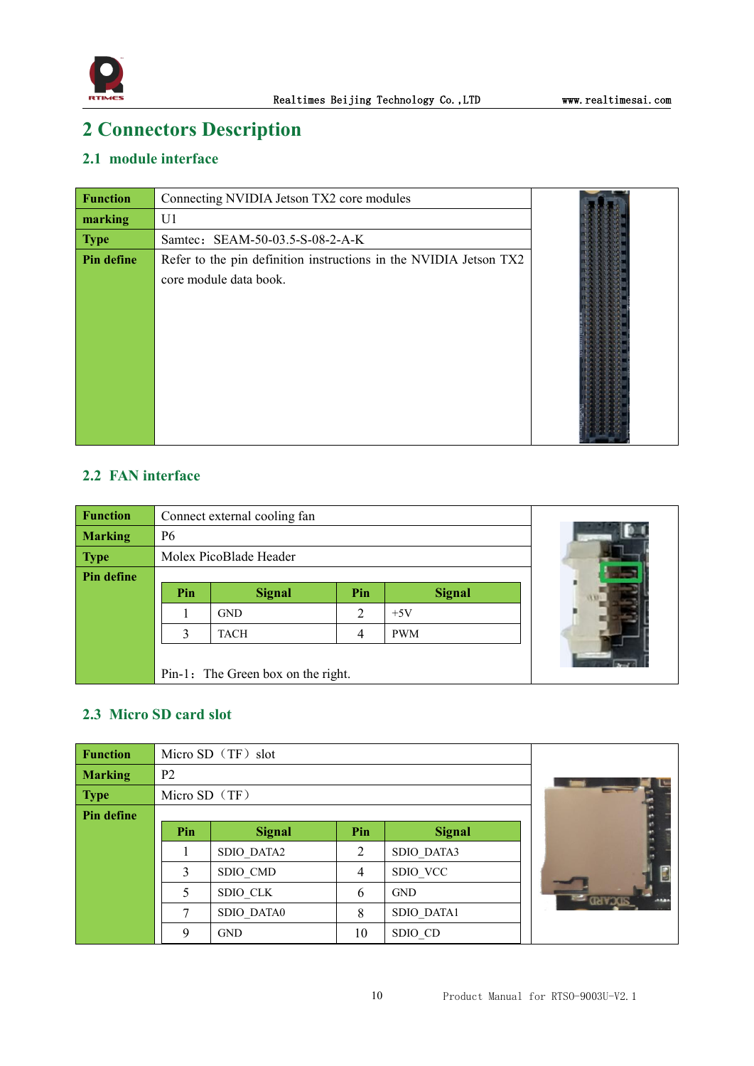# 2 Connectors Description

## 2.1 module interface

| Function | Connecting NVIDIA Jetson TX2 core modules |
|---|---|
| marking | U1 |
| Type | Samtec：SEAM-50-03.5-S-08-2-A-K |
| Pin define | Refer to the pin definition instructions in the NVIDIA Jetson TX2 core module data book. |

## 2.2 FAN interface

| Function | Connect external cooling fan |
|---|---|
| Marking | P6 |
| Type | Molex PicoBlade Header |
| Pin define | See table below. Pin-1：The Green box on the right. |

| Pin | Signal | Pin | Signal |
|---|---|---|---|
| 1 | GND | 2 | +5V |
| 3 | TACH | 4 | PWM |

Pin-1：The Green box on the right.

## 2.3 Micro SD card slot

| Function | Micro SD（TF）slot |
|---|---|
| Marking | P2 |
| Type | Micro SD（TF） |
| Pin define | See table below. |

| Pin | Signal | Pin | Signal |
|---|---|---|---|
| 1 | SDIO_DATA2 | 2 | SDIO_DATA3 |
| 3 | SDIO_CMD | 4 | SDIO_VCC |
| 5 | SDIO_CLK | 6 | GND |
| 7 | SDIO_DATA0 | 8 | SDIO_DATA1 |
| 9 | GND | 10 | SDIO_CD |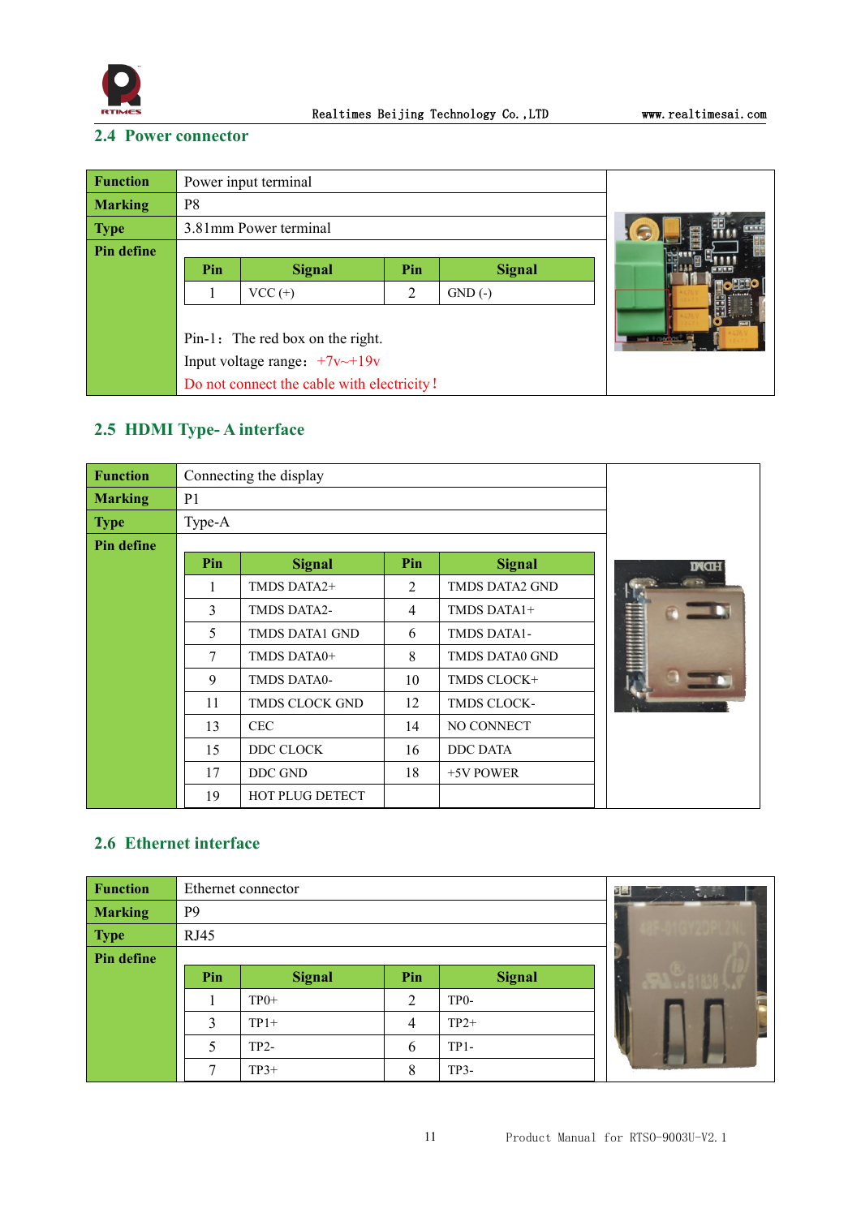## 2.4 Power connector

| | |
|---|---|
| **Function** | Power input terminal |
| **Marking** | P8 |
| **Type** | 3.81mm Power terminal |
| **Pin define** | |

| Pin | Signal | Pin | Signal |
|---|---|---|---|
| 1 | VCC (+) | 2 | GND (-) |

Pin-1： The red box on the right.

Input voltage range： +7v~+19v

Do not connect the cable with electricity！

## 2.5 HDMI Type- A interface

| | |
|---|---|
| **Function** | Connecting the display |
| **Marking** | P1 |
| **Type** | Type-A |
| **Pin define** | |

| Pin | Signal | Pin | Signal |
|---|---|---|---|
| 1 | TMDS DATA2+ | 2 | TMDS DATA2 GND |
| 3 | TMDS DATA2- | 4 | TMDS DATA1+ |
| 5 | TMDS DATA1 GND | 6 | TMDS DATA1- |
| 7 | TMDS DATA0+ | 8 | TMDS DATA0 GND |
| 9 | TMDS DATA0- | 10 | TMDS CLOCK+ |
| 11 | TMDS CLOCK GND | 12 | TMDS CLOCK- |
| 13 | CEC | 14 | NO CONNECT |
| 15 | DDC CLOCK | 16 | DDC DATA |
| 17 | DDC GND | 18 | +5V POWER |
| 19 | HOT PLUG DETECT | | |

## 2.6 Ethernet interface

| | |
|---|---|
| **Function** | Ethernet connector |
| **Marking** | P9 |
| **Type** | RJ45 |
| **Pin define** | |

| Pin | Signal | Pin | Signal |
|---|---|---|---|
| 1 | TP0+ | 2 | TP0- |
| 3 | TP1+ | 4 | TP2+ |
| 5 | TP2- | 6 | TP1- |
| 7 | TP3+ | 8 | TP3- |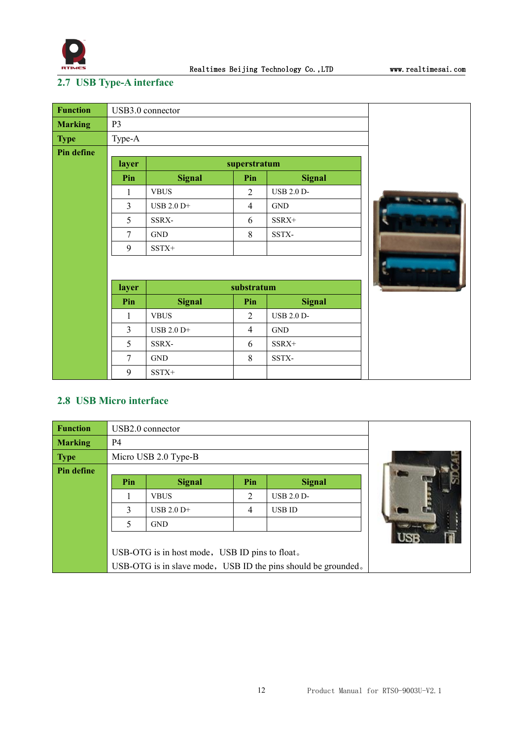## 2.7 USB Type-A interface

| Function | USB3.0 connector |
|---|---|
| Marking | P3 |
| Type | Type-A |
| Pin define | |

| layer | superstratum | | |
|---|---|---|---|
| Pin | Signal | Pin | Signal |
| 1 | VBUS | 2 | USB 2.0 D- |
| 3 | USB 2.0 D+ | 4 | GND |
| 5 | SSRX- | 6 | SSRX+ |
| 7 | GND | 8 | SSTX- |
| 9 | SSTX+ | | |

| layer | substratum | | |
|---|---|---|---|
| Pin | Signal | Pin | Signal |
| 1 | VBUS | 2 | USB 2.0 D- |
| 3 | USB 2.0 D+ | 4 | GND |
| 5 | SSRX- | 6 | SSRX+ |
| 7 | GND | 8 | SSTX- |
| 9 | SSTX+ | | |

## 2.8 USB Micro interface

| Function | USB2.0 connector |
|---|---|
| Marking | P4 |
| Type | Micro USB 2.0 Type-B |
| Pin define | |

| Pin | Signal | Pin | Signal |
|---|---|---|---|
| 1 | VBUS | 2 | USB 2.0 D- |
| 3 | USB 2.0 D+ | 4 | USB ID |
| 5 | GND | | |

USB-OTG is in host mode，USB ID pins to float。

USB-OTG is in slave mode，USB ID the pins should be grounded。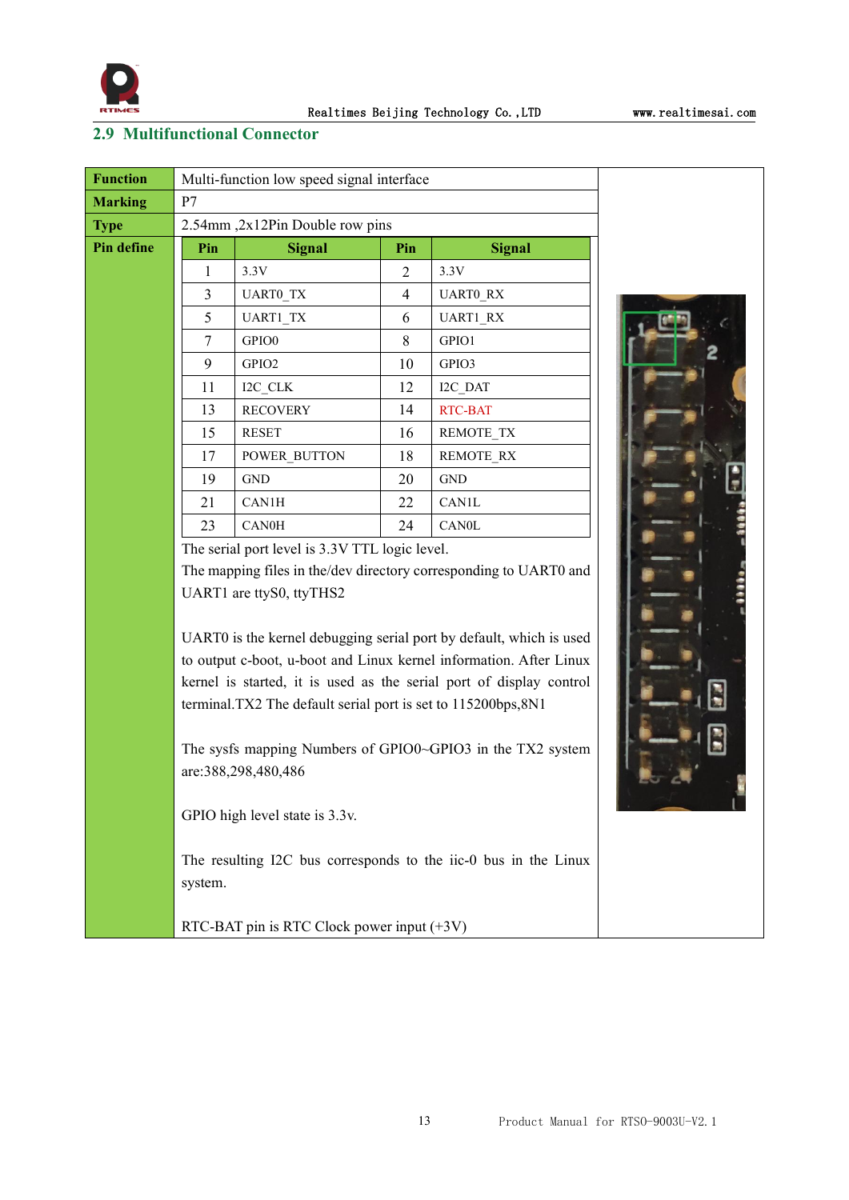## 2.9 Multifunctional Connector

| | |
|---|---|
| **Function** | Multi-function low speed signal interface |
| **Marking** | P7 |
| **Type** | 2.54mm ,2x12Pin Double row pins |
| **Pin define** | See pin table below |

| Pin | Signal | Pin | Signal |
|---|---|---|---|
| 1 | 3.3V | 2 | 3.3V |
| 3 | UART0_TX | 4 | UART0_RX |
| 5 | UART1_TX | 6 | UART1_RX |
| 7 | GPIO0 | 8 | GPIO1 |
| 9 | GPIO2 | 10 | GPIO3 |
| 11 | I2C_CLK | 12 | I2C_DAT |
| 13 | RECOVERY | 14 | RTC-BAT |
| 15 | RESET | 16 | REMOTE_TX |
| 17 | POWER_BUTTON | 18 | REMOTE_RX |
| 19 | GND | 20 | GND |
| 21 | CAN1H | 22 | CAN1L |
| 23 | CAN0H | 24 | CAN0L |

The serial port level is 3.3V TTL logic level.

The mapping files in the/dev directory corresponding to UART0 and UART1 are ttyS0, ttyTHS2

UART0 is the kernel debugging serial port by default, which is used to output c-boot, u-boot and Linux kernel information. After Linux kernel is started, it is used as the serial port of display control terminal.TX2 The default serial port is set to 115200bps,8N1

The sysfs mapping Numbers of GPIO0~GPIO3 in the TX2 system are:388,298,480,486

GPIO high level state is 3.3v.

The resulting I2C bus corresponds to the iic-0 bus in the Linux system.

RTC-BAT pin is RTC Clock power input (+3V)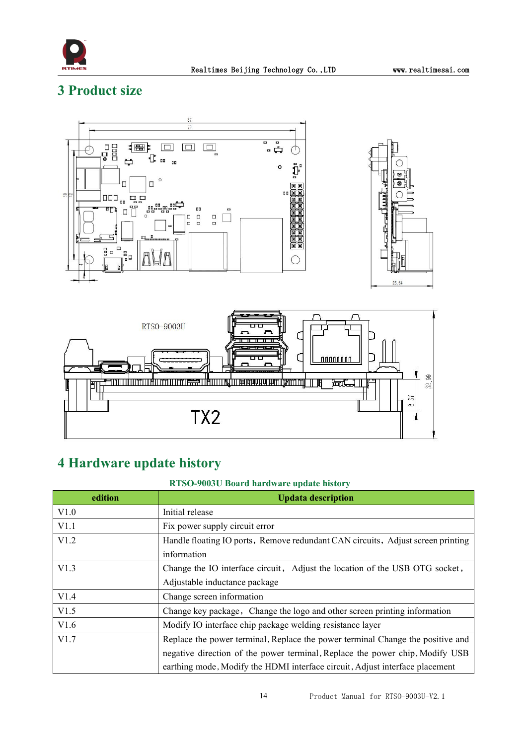# 3 Product size

# 4 Hardware update history

RTSO-9003U Board hardware update history

| edition | Updata description |
|---|---|
| V1.0 | Initial release |
| V1.1 | Fix power supply circuit error |
| V1.2 | Handle floating IO ports，Remove redundant CAN circuits，Adjust screen printing information |
| V1.3 | Change the IO interface circuit， Adjust the location of the USB OTG socket，Adjustable inductance package |
| V1.4 | Change screen information |
| V1.5 | Change key package， Change the logo and other screen printing information |
| V1.6 | Modify IO interface chip package welding resistance layer |
| V1.7 | Replace the power terminal, Replace the power terminal Change the positive and negative direction of the power terminal, Replace the power chip, Modify USB earthing mode, Modify the HDMI interface circuit, Adjust interface placement |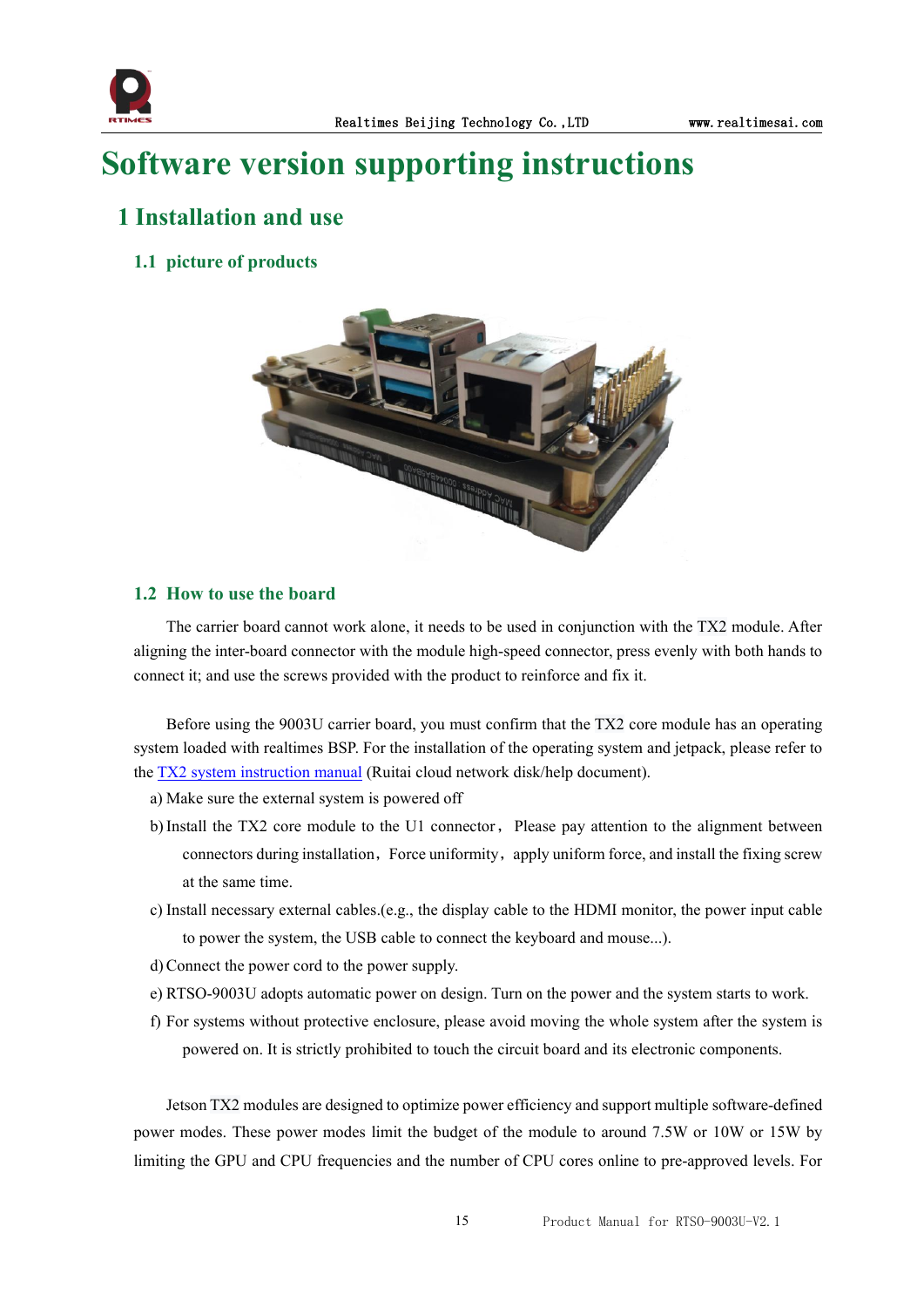# Software version supporting instructions

## 1 Installation and use

### 1.1 picture of products

### 1.2 How to use the board

The carrier board cannot work alone, it needs to be used in conjunction with the TX2 module. After aligning the inter-board connector with the module high-speed connector, press evenly with both hands to connect it; and use the screws provided with the product to reinforce and fix it.

Before using the 9003U carrier board, you must confirm that the TX2 core module has an operating system loaded with realtimes BSP. For the installation of the operating system and jetpack, please refer to the TX2 system instruction manual (Ruitai cloud network disk/help document).

a) Make sure the external system is powered off

b) Install the TX2 core module to the U1 connector, Please pay attention to the alignment between connectors during installation, Force uniformity, apply uniform force, and install the fixing screw at the same time.

c) Install necessary external cables.(e.g., the display cable to the HDMI monitor, the power input cable to power the system, the USB cable to connect the keyboard and mouse...).

d) Connect the power cord to the power supply.

e) RTSO-9003U adopts automatic power on design. Turn on the power and the system starts to work.

f) For systems without protective enclosure, please avoid moving the whole system after the system is powered on. It is strictly prohibited to touch the circuit board and its electronic components.

Jetson TX2 modules are designed to optimize power efficiency and support multiple software-defined power modes. These power modes limit the budget of the module to around 7.5W or 10W or 15W by limiting the GPU and CPU frequencies and the number of CPU cores online to pre-approved levels. For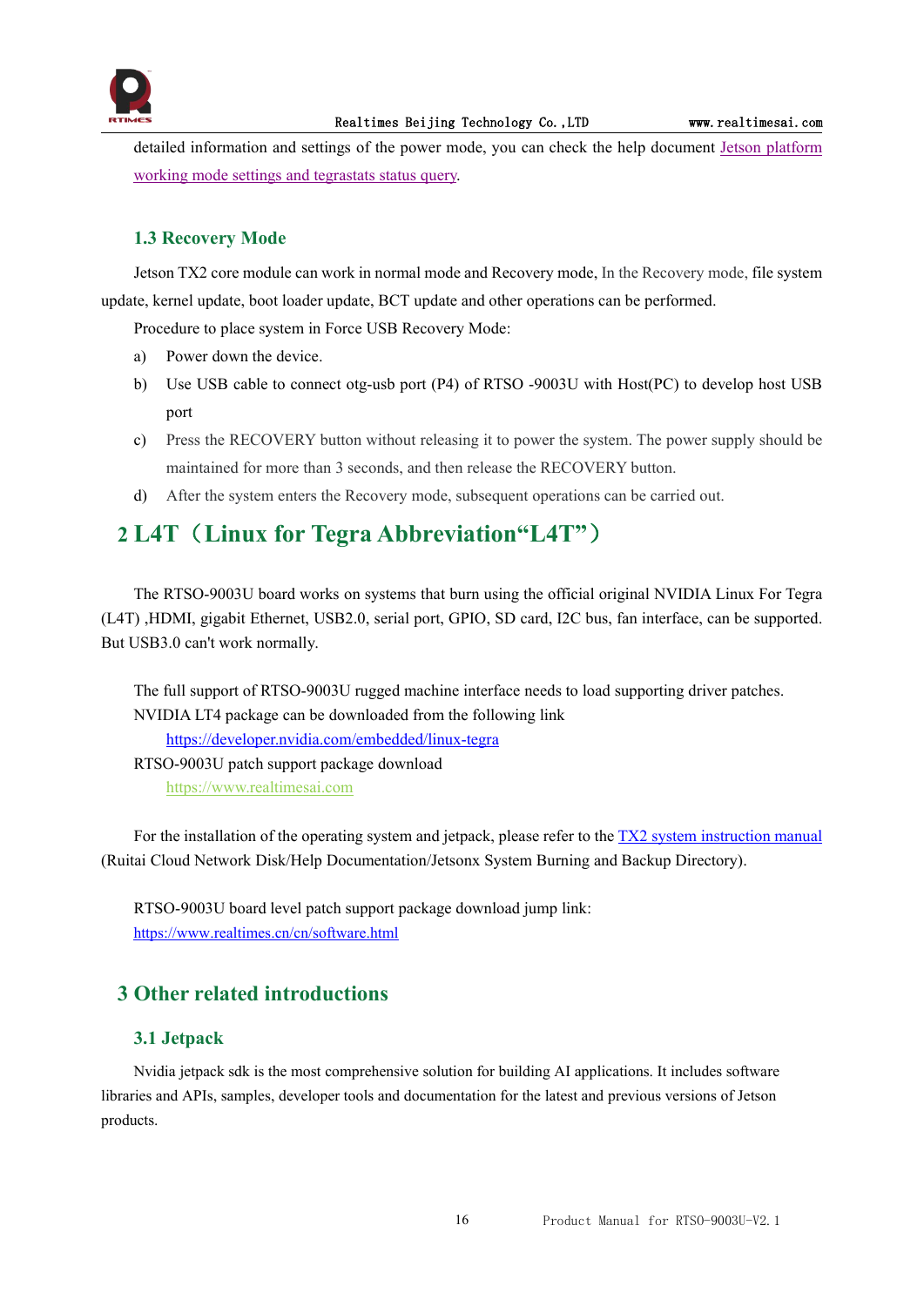detailed information and settings of the power mode, you can check the help document [Jetson platform working mode settings and tegrastats status query](Jetson platform working mode settings and tegrastats status query).

### 1.3 Recovery Mode

Jetson TX2 core module can work in normal mode and Recovery mode, In the Recovery mode, file system update, kernel update, boot loader update, BCT update and other operations can be performed.

Procedure to place system in Force USB Recovery Mode:

a) Power down the device.

b) Use USB cable to connect otg-usb port (P4) of RTSO -9003U with Host(PC) to develop host USB port

c) Press the RECOVERY button without releasing it to power the system. The power supply should be maintained for more than 3 seconds, and then release the RECOVERY button.

d) After the system enters the Recovery mode, subsequent operations can be carried out.

## 2 L4T（Linux for Tegra Abbreviation“L4T”）

The RTSO-9003U board works on systems that burn using the official original NVIDIA Linux For Tegra (L4T) ,HDMI, gigabit Ethernet, USB2.0, serial port, GPIO, SD card, I2C bus, fan interface, can be supported. But USB3.0 can't work normally.

The full support of RTSO-9003U rugged machine interface needs to load supporting driver patches.

NVIDIA LT4 package can be downloaded from the following link

https://developer.nvidia.com/embedded/linux-tegra

RTSO-9003U patch support package download

https://www.realtimesai.com

For the installation of the operating system and jetpack, please refer to the TX2 system instruction manual (Ruitai Cloud Network Disk/Help Documentation/Jetsonx System Burning and Backup Directory).

RTSO-9003U board level patch support package download jump link:

https://www.realtimes.cn/cn/software.html

## 3 Other related introductions

### 3.1 Jetpack

Nvidia jetpack sdk is the most comprehensive solution for building AI applications. It includes software libraries and APIs, samples, developer tools and documentation for the latest and previous versions of Jetson products.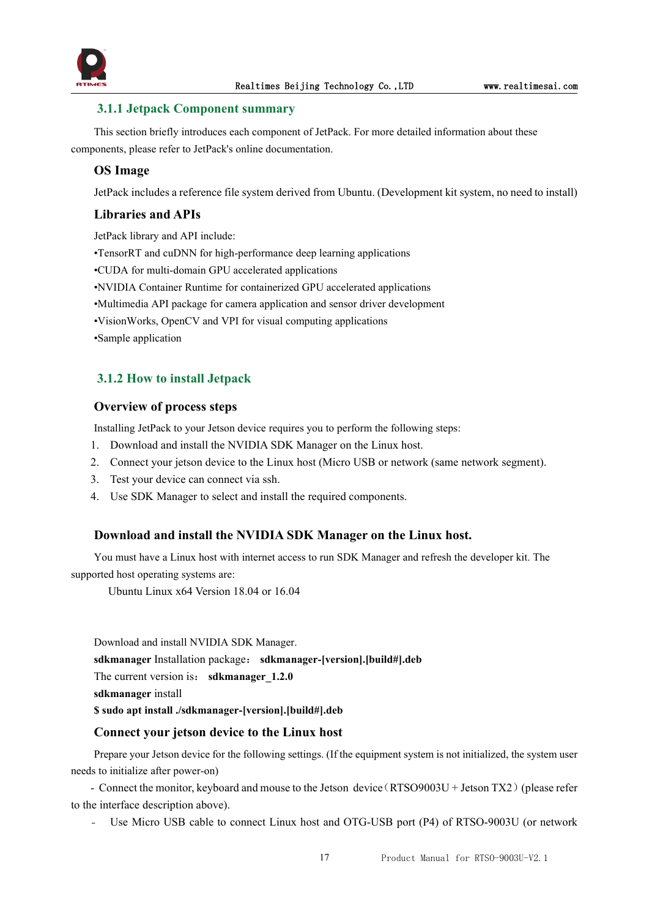### 3.1.1 Jetpack Component summary

This section briefly introduces each component of JetPack. For more detailed information about these components, please refer to JetPack's online documentation.

**OS Image**

JetPack includes a reference file system derived from Ubuntu. (Development kit system, no need to install)

**Libraries and APIs**

JetPack library and API include:

•TensorRT and cuDNN for high-performance deep learning applications
•CUDA for multi-domain GPU accelerated applications
•NVIDIA Container Runtime for containerized GPU accelerated applications
•Multimedia API package for camera application and sensor driver development
•VisionWorks, OpenCV and VPI for visual computing applications
•Sample application

### 3.1.2 How to install Jetpack

**Overview of process steps**

Installing JetPack to your Jetson device requires you to perform the following steps:

1. Download and install the NVIDIA SDK Manager on the Linux host.
2. Connect your jetson device to the Linux host (Micro USB or network (same network segment).
3. Test your device can connect via ssh.
4. Use SDK Manager to select and install the required components.

**Download and install the NVIDIA SDK Manager on the Linux host.**

You must have a Linux host with internet access to run SDK Manager and refresh the developer kit. The supported host operating systems are:

Ubuntu Linux x64 Version 18.04 or 16.04

Download and install NVIDIA SDK Manager.

**sdkmanager** Installation package： **sdkmanager-[version].[build#].deb**

The current version is： **sdkmanager_1.2.0**

**sdkmanager** install

**$ sudo apt install ./sdkmanager-[version].[build#].deb**

**Connect your jetson device to the Linux host**

Prepare your Jetson device for the following settings. (If the equipment system is not initialized, the system user needs to initialize after power-on)

- Connect the monitor, keyboard and mouse to the Jetson device（RTSO9003U + Jetson TX2）(please refer to the interface description above).

- Use Micro USB cable to connect Linux host and OTG-USB port (P4) of RTSO-9003U (or network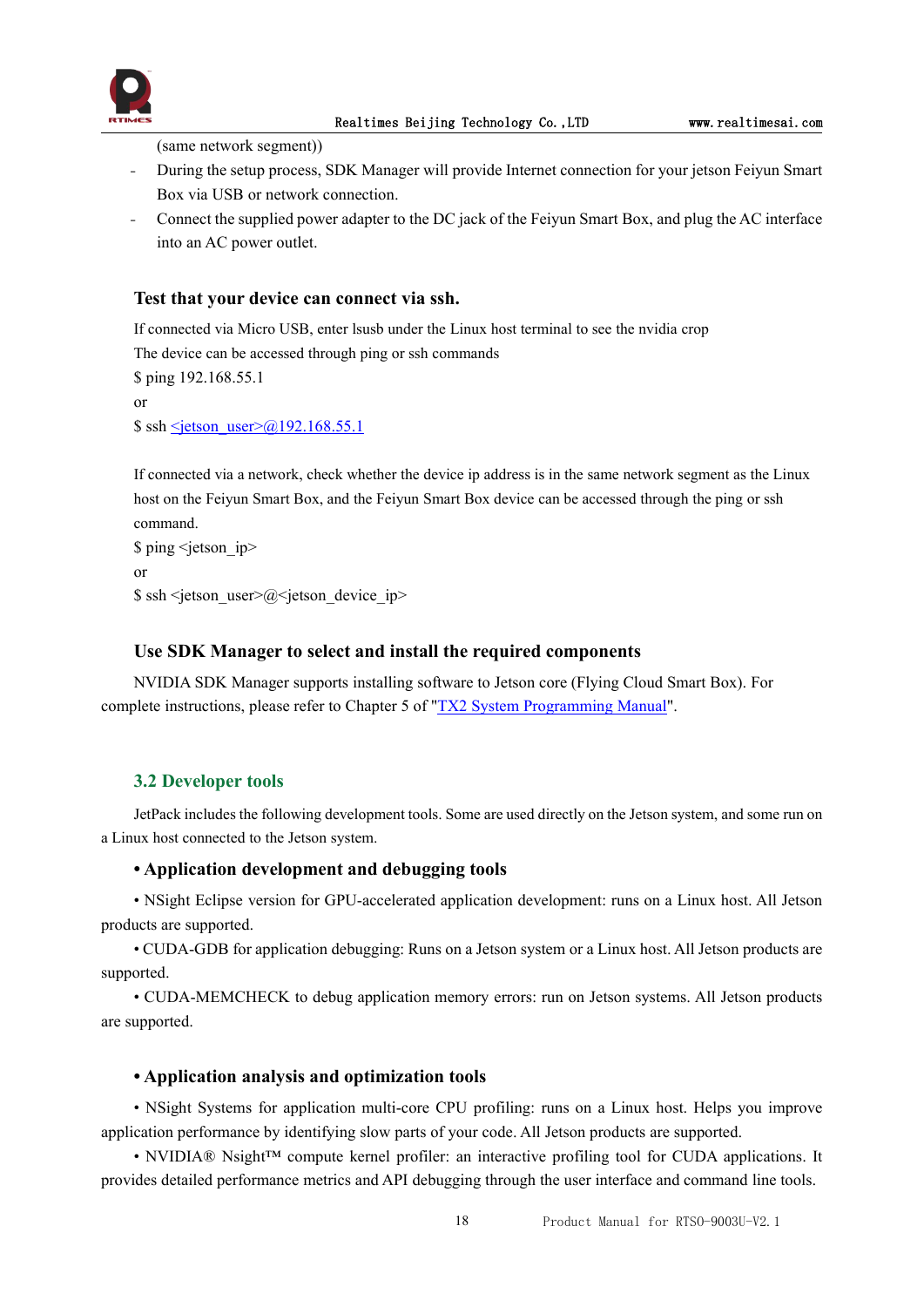(same network segment))

- During the setup process, SDK Manager will provide Internet connection for your jetson Feiyun Smart Box via USB or network connection.
- Connect the supplied power adapter to the DC jack of the Feiyun Smart Box, and plug the AC interface into an AC power outlet.

### Test that your device can connect via ssh.

If connected via Micro USB, enter lsusb under the Linux host terminal to see the nvidia crop

The device can be accessed through ping or ssh commands

$ ping 192.168.55.1

or

$ ssh <jetson_user>@192.168.55.1

If connected via a network, check whether the device ip address is in the same network segment as the Linux host on the Feiyun Smart Box, and the Feiyun Smart Box device can be accessed through the ping or ssh command.

$ ping <jetson_ip>

or

$ ssh <jetson_user>@<jetson_device_ip>

### Use SDK Manager to select and install the required components

NVIDIA SDK Manager supports installing software to Jetson core (Flying Cloud Smart Box). For complete instructions, please refer to Chapter 5 of "TX2 System Programming Manual".

## 3.2 Developer tools

JetPack includes the following development tools. Some are used directly on the Jetson system, and some run on a Linux host connected to the Jetson system.

### • Application development and debugging tools

• NSight Eclipse version for GPU-accelerated application development: runs on a Linux host. All Jetson products are supported.

• CUDA-GDB for application debugging: Runs on a Jetson system or a Linux host. All Jetson products are supported.

• CUDA-MEMCHECK to debug application memory errors: run on Jetson systems. All Jetson products are supported.

### • Application analysis and optimization tools

• NSight Systems for application multi-core CPU profiling: runs on a Linux host. Helps you improve application performance by identifying slow parts of your code. All Jetson products are supported.

• NVIDIA® Nsight™ compute kernel profiler: an interactive profiling tool for CUDA applications. It provides detailed performance metrics and API debugging through the user interface and command line tools.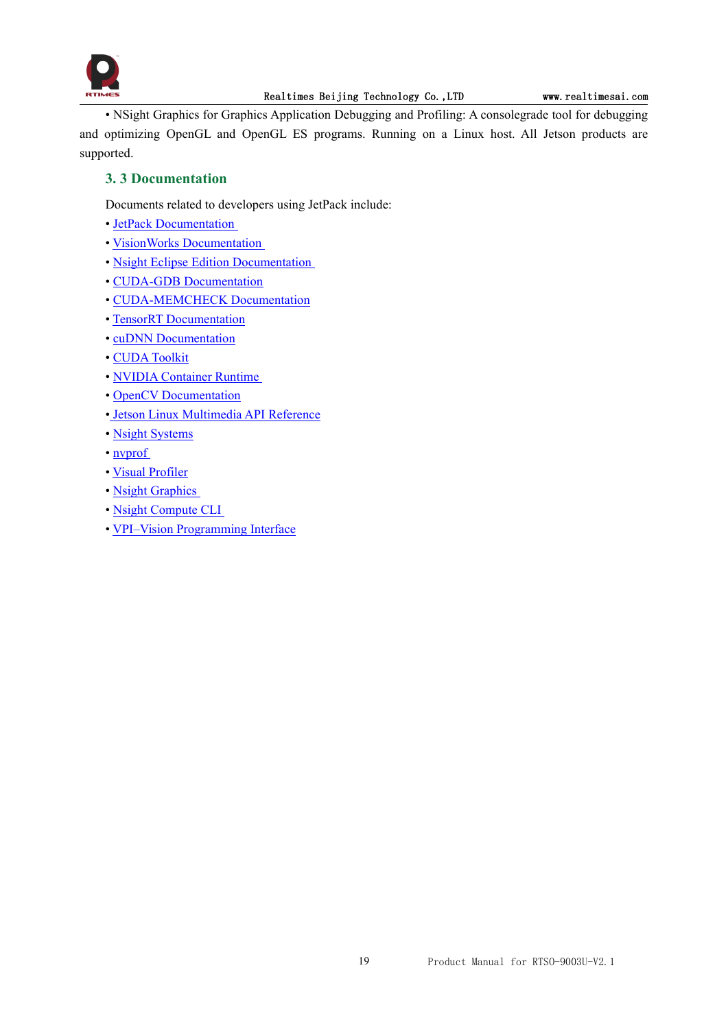• NSight Graphics for Graphics Application Debugging and Profiling: A consolegrade tool for debugging and optimizing OpenGL and OpenGL ES programs. Running on a Linux host. All Jetson products are supported.

## 3. 3 Documentation

Documents related to developers using JetPack include:

- JetPack Documentation
- VisionWorks Documentation
- Nsight Eclipse Edition Documentation
- CUDA-GDB Documentation
- CUDA-MEMCHECK Documentation
- TensorRT Documentation
- cuDNN Documentation
- CUDA Toolkit
- NVIDIA Container Runtime
- OpenCV Documentation
- Jetson Linux Multimedia API Reference
- Nsight Systems
- nvprof
- Visual Profiler
- Nsight Graphics
- Nsight Compute CLI
- VPI–Vision Programming Interface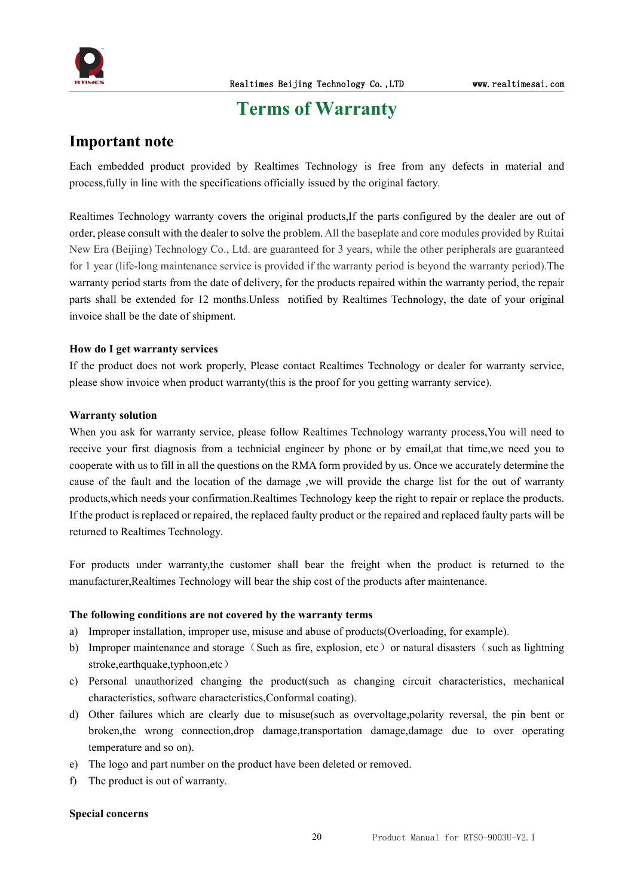# Terms of Warranty

## Important note

Each embedded product provided by Realtimes Technology is free from any defects in material and process,fully in line with the specifications officially issued by the original factory.

Realtimes Technology warranty covers the original products,If the parts configured by the dealer are out of order, please consult with the dealer to solve the problem. All the baseplate and core modules provided by Ruitai New Era (Beijing) Technology Co., Ltd. are guaranteed for 3 years, while the other peripherals are guaranteed for 1 year (life-long maintenance service is provided if the warranty period is beyond the warranty period).The warranty period starts from the date of delivery, for the products repaired within the warranty period, the repair parts shall be extended for 12 months.Unless notified by Realtimes Technology, the date of your original invoice shall be the date of shipment.

**How do I get warranty services**

If the product does not work properly, Please contact Realtimes Technology or dealer for warranty service, please show invoice when product warranty(this is the proof for you getting warranty service).

**Warranty solution**

When you ask for warranty service, please follow Realtimes Technology warranty process,You will need to receive your first diagnosis from a technicial engineer by phone or by email,at that time,we need you to cooperate with us to fill in all the questions on the RMA form provided by us. Once we accurately determine the cause of the fault and the location of the damage ,we will provide the charge list for the out of warranty products,which needs your confirmation.Realtimes Technology keep the right to repair or replace the products. If the product is replaced or repaired, the replaced faulty product or the repaired and replaced faulty parts will be returned to Realtimes Technology.

For products under warranty,the customer shall bear the freight when the product is returned to the manufacturer,Realtimes Technology will bear the ship cost of the products after maintenance.

**The following conditions are not covered by the warranty terms**

a) Improper installation, improper use, misuse and abuse of products(Overloading, for example).
b) Improper maintenance and storage（Such as fire, explosion, etc）or natural disasters（such as lightning stroke,earthquake,typhoon,etc）
c) Personal unauthorized changing the product(such as changing circuit characteristics, mechanical characteristics, software characteristics,Conformal coating).
d) Other failures which are clearly due to misuse(such as overvoltage,polarity reversal, the pin bent or broken,the wrong connection,drop damage,transportation damage,damage due to over operating temperature and so on).
e) The logo and part number on the product have been deleted or removed.
f) The product is out of warranty.

**Special concerns**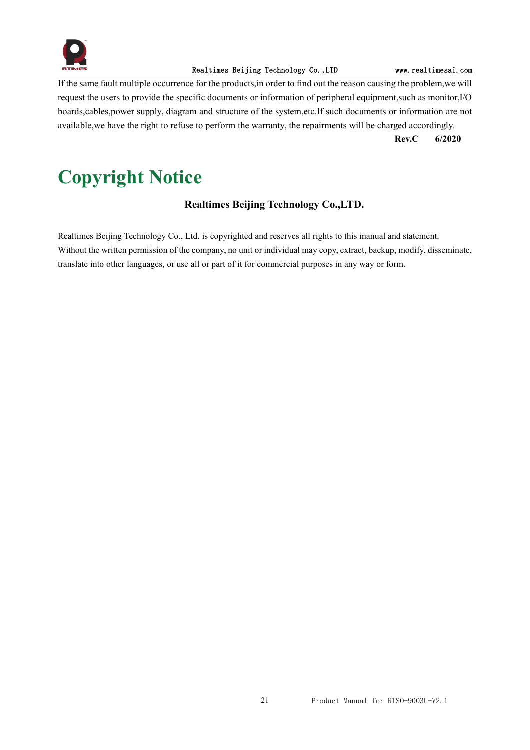If the same fault multiple occurrence for the products,in order to find out the reason causing the problem,we will request the users to provide the specific documents or information of peripheral equipment,such as monitor,I/O boards,cables,power supply, diagram and structure of the system,etc.If such documents or information are not available,we have the right to refuse to perform the warranty, the repairments will be charged accordingly.

**Rev.C 6/2020**

# Copyright Notice

**Realtimes Beijing Technology Co.,LTD.**

Realtimes Beijing Technology Co., Ltd. is copyrighted and reserves all rights to this manual and statement. Without the written permission of the company, no unit or individual may copy, extract, backup, modify, disseminate, translate into other languages, or use all or part of it for commercial purposes in any way or form.